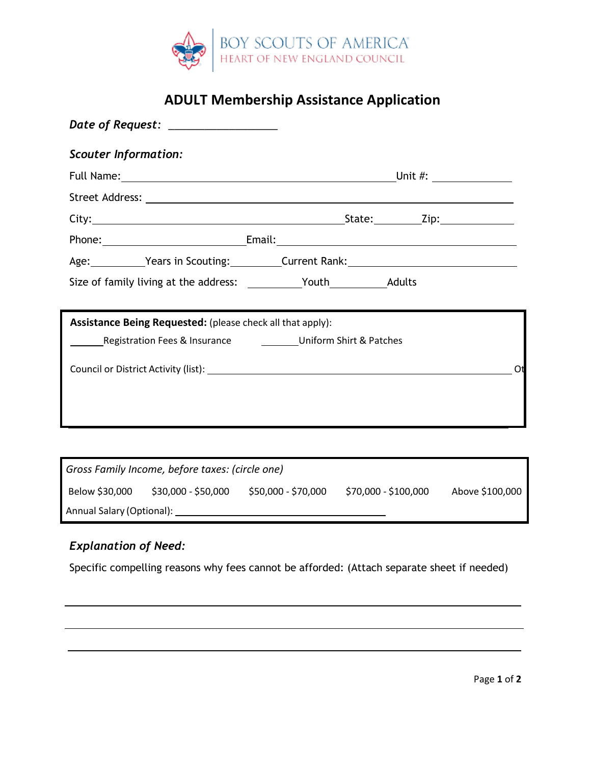BOY SCOUTS OF AMERICA
HEART OF NEW ENGLAND COUNCIL

# ADULT Membership Assistance Application

***Date of Request:*** ___________________

***Scouter Information:***

Full Name: ______________________________________________ Unit #: ____________

Street Address: ______________________________________________________________

City: ____________________________________________ State: ________ Zip: ____________

Phone: _________________________ Email: __________________________________________

Age: _________ Years in Scouting: _________ Current Rank: ____________________________

Size of family living at the address: __________ Youth __________ Adults

**Assistance Being Requested:** (please check all that apply):

______ Registration Fees & Insurance ______ Uniform Shirt & Patches

Council or District Activity (list): ______________________________________________________ Ot

*Gross Family Income, before taxes: (circle one)*

Below $30,000 | $30,000 - $50,000 | $50,000 - $70,000 | $70,000 - $100,000 | Above $100,000

Annual Salary (Optional): ____________________________________

***Explanation of Need:***

Specific compelling reasons why fees cannot be afforded: (Attach separate sheet if needed)

______________________________________________________________________________

______________________________________________________________________________

______________________________________________________________________________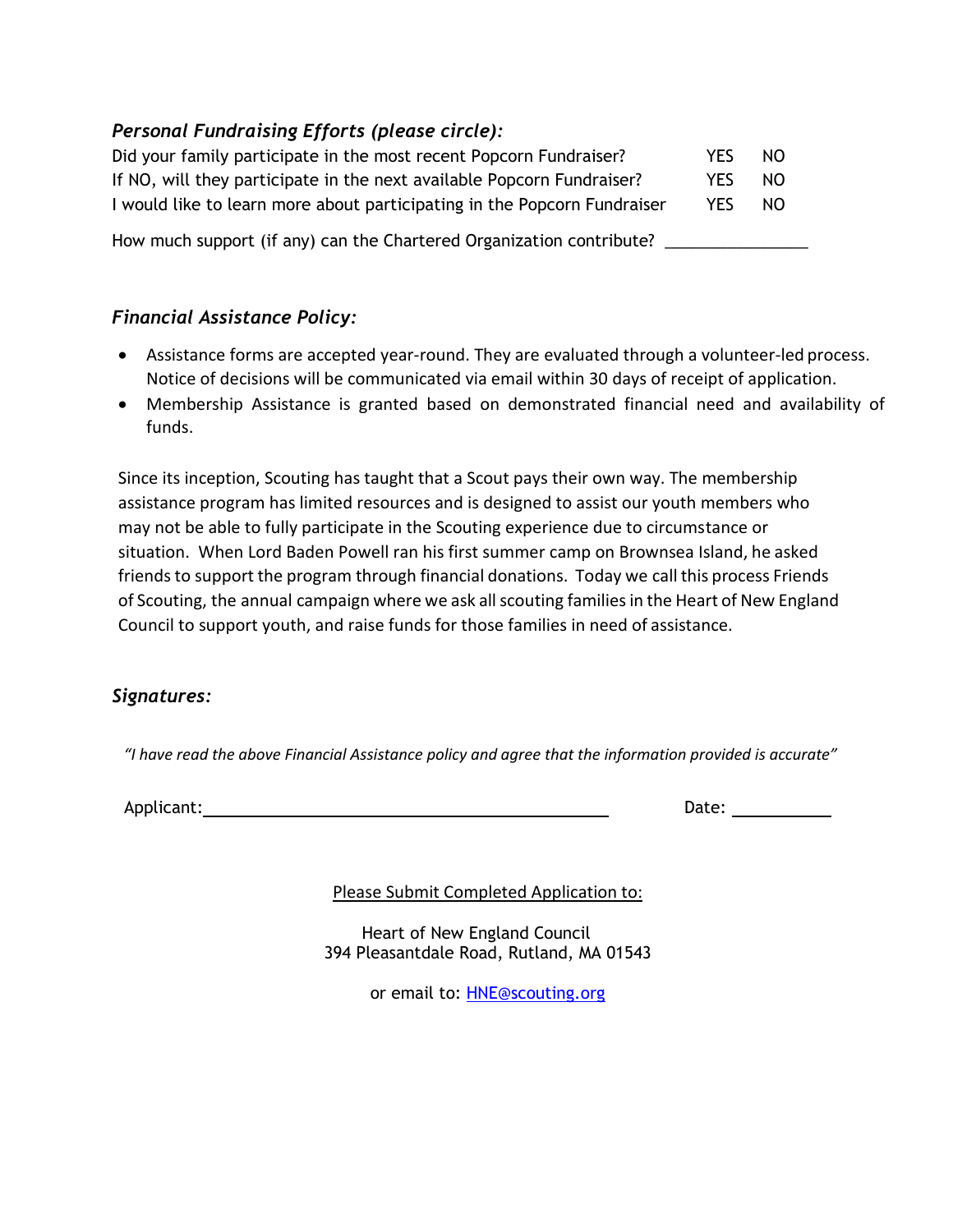### *Personal Fundraising Efforts (please circle):*

| | | |
|---|---|---|
| Did your family participate in the most recent Popcorn Fundraiser? | YES | NO |
| If NO, will they participate in the next available Popcorn Fundraiser? | YES | NO |
| I would like to learn more about participating in the Popcorn Fundraiser | YES | NO |

How much support (if any) can the Chartered Organization contribute? _______________

### *Financial Assistance Policy:*

- Assistance forms are accepted year-round. They are evaluated through a volunteer-led process. Notice of decisions will be communicated via email within 30 days of receipt of application.
- Membership Assistance is granted based on demonstrated financial need and availability of funds.

Since its inception, Scouting has taught that a Scout pays their own way. The membership assistance program has limited resources and is designed to assist our youth members who may not be able to fully participate in the Scouting experience due to circumstance or situation. When Lord Baden Powell ran his first summer camp on Brownsea Island, he asked friends to support the program through financial donations. Today we call this process Friends of Scouting, the annual campaign where we ask all scouting families in the Heart of New England Council to support youth, and raise funds for those families in need of assistance.

### *Signatures:*

*"I have read the above Financial Assistance policy and agree that the information provided is accurate"*

Applicant: ________________________________________ Date: __________

Please Submit Completed Application to:

Heart of New England Council
394 Pleasantdale Road, Rutland, MA 01543

or email to: HNE@scouting.org